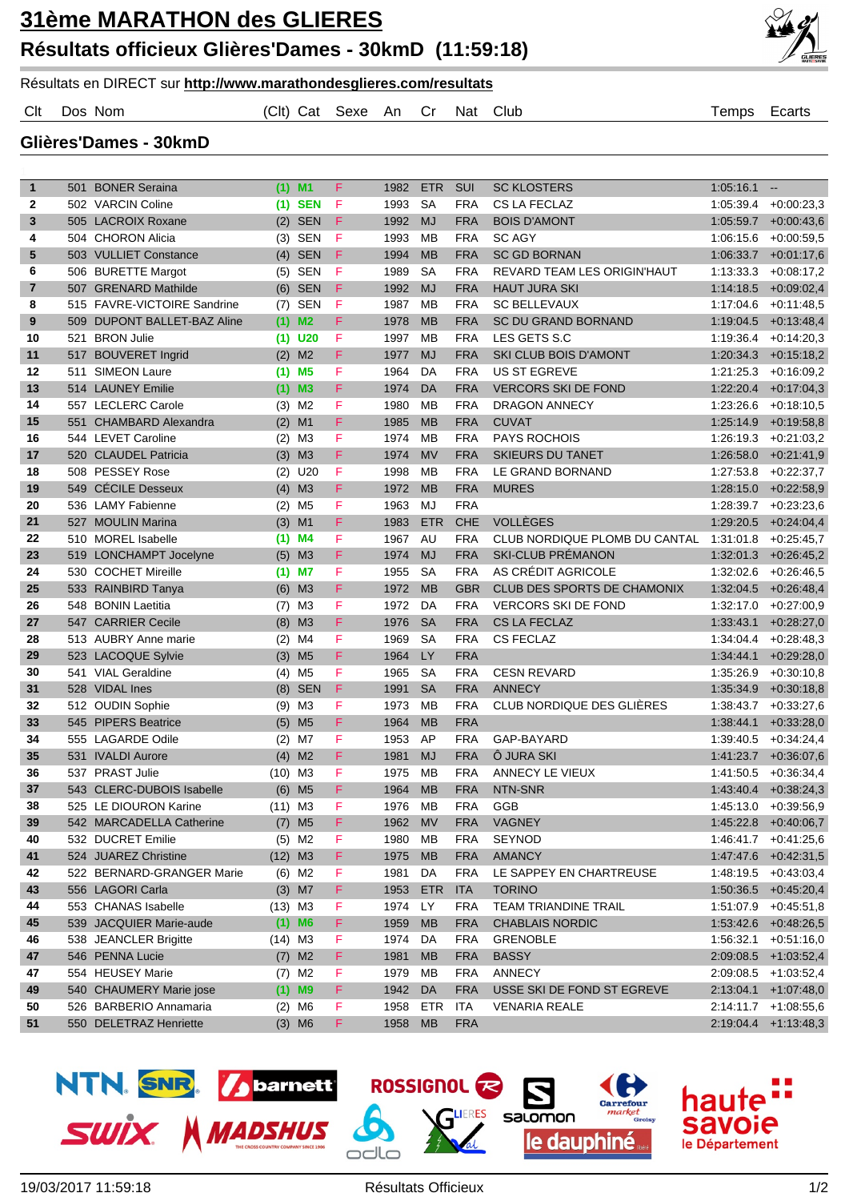# 31ème MARATHON des GLIERES

## Résultats officieux Glières'Dames - 30kmD (11:59:18)

Résultats en DIRECT sur **http://www.marathondesglieres.com/resultats**

### Glières'Dames - 30kmD

| Clt | Dos | Nom | (Clt) | Cat | Sexe | An | Cr | Nat | Club | Temps | Ecarts |
|---|---|---|---|---|---|---|---|---|---|---|---|
| 1 | 501 | BONER Seraina | (1) | M1 | F | 1982 | ETR | SUI | SC KLOSTERS | 1:05:16.1 | -- |
| 2 | 502 | VARCIN Coline | (1) | SEN | F | 1993 | SA | FRA | CS LA FECLAZ | 1:05:39.4 | +0:00:23,3 |
| 3 | 505 | LACROIX Roxane | (2) | SEN | F | 1992 | MJ | FRA | BOIS D'AMONT | 1:05:59.7 | +0:00:43,6 |
| 4 | 504 | CHORON Alicia | (3) | SEN | F | 1993 | MB | FRA | SC AGY | 1:06:15.6 | +0:00:59,5 |
| 5 | 503 | VULLIET Constance | (4) | SEN | F | 1994 | MB | FRA | SC GD BORNAN | 1:06:33.7 | +0:01:17,6 |
| 6 | 506 | BURETTE Margot | (5) | SEN | F | 1989 | SA | FRA | REVARD TEAM LES ORIGIN'HAUT | 1:13:33.3 | +0:08:17,2 |
| 7 | 507 | GRENARD Mathilde | (6) | SEN | F | 1992 | MJ | FRA | HAUT JURA SKI | 1:14:18.5 | +0:09:02,4 |
| 8 | 515 | FAVRE-VICTOIRE Sandrine | (7) | SEN | F | 1987 | MB | FRA | SC BELLEVAUX | 1:17:04.6 | +0:11:48,5 |
| 9 | 509 | DUPONT BALLET-BAZ Aline | (1) | M2 | F | 1978 | MB | FRA | SC DU GRAND BORNAND | 1:19:04.5 | +0:13:48,4 |
| 10 | 521 | BRON Julie | (1) | U20 | F | 1997 | MB | FRA | LES GETS S.C | 1:19:36.4 | +0:14:20,3 |
| 11 | 517 | BOUVERET Ingrid | (2) | M2 | F | 1977 | MJ | FRA | SKI CLUB BOIS D'AMONT | 1:20:34.3 | +0:15:18,2 |
| 12 | 511 | SIMEON Laure | (1) | M5 | F | 1964 | DA | FRA | US ST EGREVE | 1:21:25.3 | +0:16:09,2 |
| 13 | 514 | LAUNEY Emilie | (1) | M3 | F | 1974 | DA | FRA | VERCORS SKI DE FOND | 1:22:20.4 | +0:17:04,3 |
| 14 | 557 | LECLERC Carole | (3) | M2 | F | 1980 | MB | FRA | DRAGON ANNECY | 1:23:26.6 | +0:18:10,5 |
| 15 | 551 | CHAMBARD Alexandra | (2) | M1 | F | 1985 | MB | FRA | CUVAT | 1:25:14.9 | +0:19:58,8 |
| 16 | 544 | LEVET Caroline | (2) | M3 | F | 1974 | MB | FRA | PAYS ROCHOIS | 1:26:19.3 | +0:21:03,2 |
| 17 | 520 | CLAUDEL Patricia | (3) | M3 | F | 1974 | MV | FRA | SKIEURS DU TANET | 1:26:58.0 | +0:21:41,9 |
| 18 | 508 | PESSEY Rose | (2) | U20 | F | 1998 | MB | FRA | LE GRAND BORNAND | 1:27:53.8 | +0:22:37,7 |
| 19 | 549 | CÉCILE Desseux | (4) | M3 | F | 1972 | MB | FRA | MURES | 1:28:15.0 | +0:22:58,9 |
| 20 | 536 | LAMY Fabienne | (2) | M5 | F | 1963 | MJ | FRA | | 1:28:39.7 | +0:23:23,6 |
| 21 | 527 | MOULIN Marina | (3) | M1 | F | 1983 | ETR | CHE | VOLLÈGES | 1:29:20.5 | +0:24:04,4 |
| 22 | 510 | MOREL Isabelle | (1) | M4 | F | 1967 | AU | FRA | CLUB NORDIQUE PLOMB DU CANTAL | 1:31:01.8 | +0:25:45,7 |
| 23 | 519 | LONCHAMPT Jocelyne | (5) | M3 | F | 1974 | MJ | FRA | SKI-CLUB PRÉMANON | 1:32:01.3 | +0:26:45,2 |
| 24 | 530 | COCHET Mireille | (1) | M7 | F | 1955 | SA | FRA | AS CRÉDIT AGRICOLE | 1:32:02.6 | +0:26:46,5 |
| 25 | 533 | RAINBIRD Tanya | (6) | M3 | F | 1972 | MB | GBR | CLUB DES SPORTS DE CHAMONIX | 1:32:04.5 | +0:26:48,4 |
| 26 | 548 | BONIN Laetitia | (7) | M3 | F | 1972 | DA | FRA | VERCORS SKI DE FOND | 1:32:17.0 | +0:27:00,9 |
| 27 | 547 | CARRIER Cecile | (8) | M3 | F | 1976 | SA | FRA | CS LA FECLAZ | 1:33:43.1 | +0:28:27,0 |
| 28 | 513 | AUBRY Anne marie | (2) | M4 | F | 1969 | SA | FRA | CS FECLAZ | 1:34:04.4 | +0:28:48,3 |
| 29 | 523 | LACOQUE Sylvie | (3) | M5 | F | 1964 | LY | FRA | | 1:34:44.1 | +0:29:28,0 |
| 30 | 541 | VIAL Geraldine | (4) | M5 | F | 1965 | SA | FRA | CESN REVARD | 1:35:26.9 | +0:30:10,8 |
| 31 | 528 | VIDAL Ines | (8) | SEN | F | 1991 | SA | FRA | ANNECY | 1:35:34.9 | +0:30:18,8 |
| 32 | 512 | OUDIN Sophie | (9) | M3 | F | 1973 | MB | FRA | CLUB NORDIQUE DES GLIÈRES | 1:38:43.7 | +0:33:27,6 |
| 33 | 545 | PIPERS Beatrice | (5) | M5 | F | 1964 | MB | FRA | | 1:38:44.1 | +0:33:28,0 |
| 34 | 555 | LAGARDE Odile | (2) | M7 | F | 1953 | AP | FRA | GAP-BAYARD | 1:39:40.5 | +0:34:24,4 |
| 35 | 531 | IVALDI Aurore | (4) | M2 | F | 1981 | MJ | FRA | Ô JURA SKI | 1:41:23.7 | +0:36:07,6 |
| 36 | 537 | PRAST Julie | (10) | M3 | F | 1975 | MB | FRA | ANNECY LE VIEUX | 1:41:50.5 | +0:36:34,4 |
| 37 | 543 | CLERC-DUBOIS Isabelle | (6) | M5 | F | 1964 | MB | FRA | NTN-SNR | 1:43:40.4 | +0:38:24,3 |
| 38 | 525 | LE DIOURON Karine | (11) | M3 | F | 1976 | MB | FRA | GGB | 1:45:13.0 | +0:39:56,9 |
| 39 | 542 | MARCADELLA Catherine | (7) | M5 | F | 1962 | MV | FRA | VAGNEY | 1:45:22.8 | +0:40:06,7 |
| 40 | 532 | DUCRET Emilie | (5) | M2 | F | 1980 | MB | FRA | SEYNOD | 1:46:41.7 | +0:41:25,6 |
| 41 | 524 | JUAREZ Christine | (12) | M3 | F | 1975 | MB | FRA | AMANCY | 1:47:47.6 | +0:42:31,5 |
| 42 | 522 | BERNARD-GRANGER Marie | (6) | M2 | F | 1981 | DA | FRA | LE SAPPEY EN CHARTREUSE | 1:48:19.5 | +0:43:03,4 |
| 43 | 556 | LAGORI Carla | (3) | M7 | F | 1953 | ETR | ITA | TORINO | 1:50:36.5 | +0:45:20,4 |
| 44 | 553 | CHANAS Isabelle | (13) | M3 | F | 1974 | LY | FRA | TEAM TRIANDINE TRAIL | 1:51:07.9 | +0:45:51,8 |
| 45 | 539 | JACQUIER Marie-aude | (1) | M6 | F | 1959 | MB | FRA | CHABLAIS NORDIC | 1:53:42.6 | +0:48:26,5 |
| 46 | 538 | JEANCLER Brigitte | (14) | M3 | F | 1974 | DA | FRA | GRENOBLE | 1:56:32.1 | +0:51:16,0 |
| 47 | 546 | PENNA Lucie | (7) | M2 | F | 1981 | MB | FRA | BASSY | 2:09:08.5 | +1:03:52,4 |
| 47 | 554 | HEUSEY Marie | (7) | M2 | F | 1979 | MB | FRA | ANNECY | 2:09:08.5 | +1:03:52,4 |
| 49 | 540 | CHAUMERY Marie jose | (1) | M9 | F | 1942 | DA | FRA | USSE SKI DE FOND ST EGREVE | 2:13:04.1 | +1:07:48,0 |
| 50 | 526 | BARBERIO Annamaria | (2) | M6 | F | 1958 | ETR | ITA | VENARIA REALE | 2:14:11.7 | +1:08:55,6 |
| 51 | 550 | DELETRAZ Henriette | (3) | M6 | F | 1958 | MB | FRA | | 2:19:04.4 | +1:13:48,3 |

19/03/2017 11:59:18 — Résultats Officieux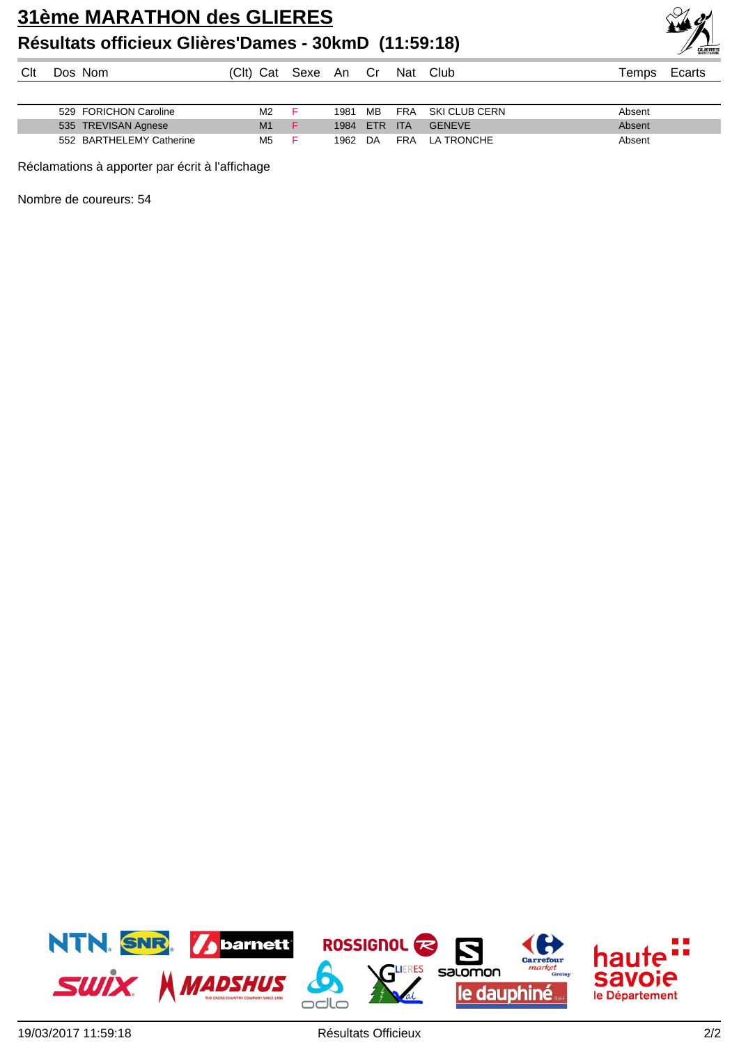# 31ème MARATHON des GLIERES

## Résultats officieux Glières'Dames - 30kmD  (11:59:18)

| Clt | Dos | Nom | (Clt) | Cat | Sexe | An | Cr | Nat | Club | Temps | Ecarts |
|---|---|---|---|---|---|---|---|---|---|---|---|
| | 529 | FORICHON Caroline | | M2 | F | 1981 | MB | FRA | SKI CLUB CERN | Absent | |
| | 535 | TREVISAN Agnese | | M1 | F | 1984 | ETR | ITA | GENEVE | Absent | |
| | 552 | BARTHELEMY Catherine | | M5 | F | 1962 | DA | FRA | LA TRONCHE | Absent | |

Réclamations à apporter par écrit à l'affichage

Nombre de coureurs: 54

19/03/2017 11:59:18 Résultats Officieux